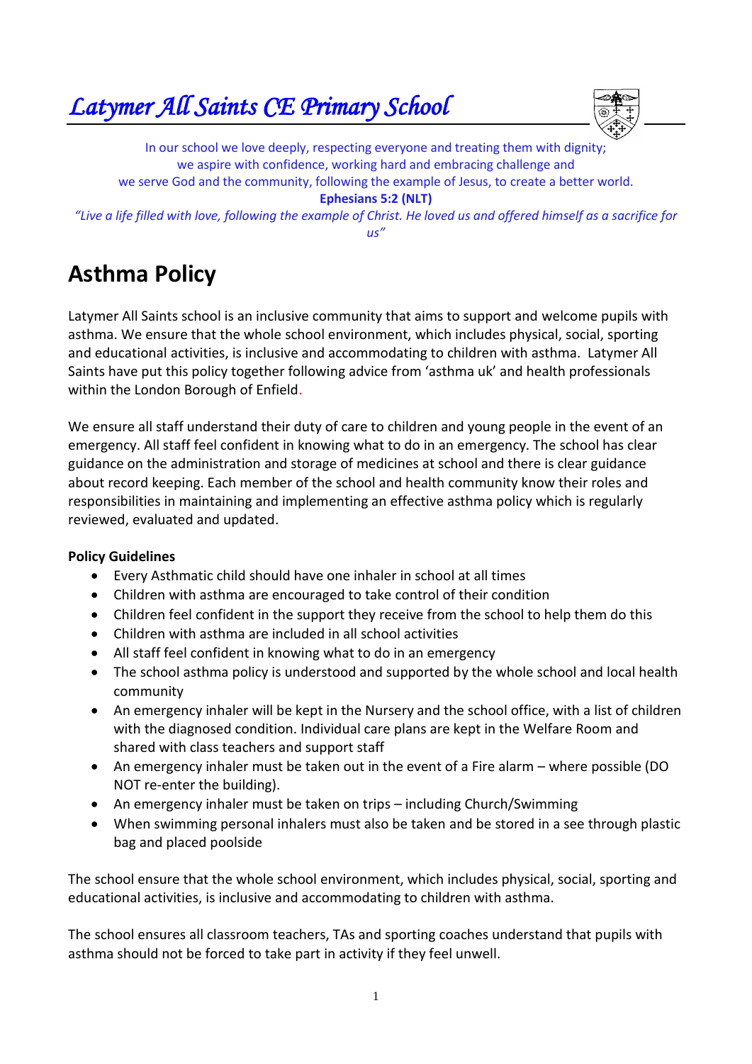# *Latymer All Saints CE Primary School*

In our school we love deeply, respecting everyone and treating them with dignity;
we aspire with confidence, working hard and embracing challenge and
we serve God and the community, following the example of Jesus, to create a better world.

**Ephesians 5:2 (NLT)**

*"Live a life filled with love, following the example of Christ. He loved us and offered himself as a sacrifice for us"*

# Asthma Policy

Latymer All Saints school is an inclusive community that aims to support and welcome pupils with asthma. We ensure that the whole school environment, which includes physical, social, sporting and educational activities, is inclusive and accommodating to children with asthma. Latymer All Saints have put this policy together following advice from 'asthma uk' and health professionals within the London Borough of Enfield.

We ensure all staff understand their duty of care to children and young people in the event of an emergency. All staff feel confident in knowing what to do in an emergency. The school has clear guidance on the administration and storage of medicines at school and there is clear guidance about record keeping. Each member of the school and health community know their roles and responsibilities in maintaining and implementing an effective asthma policy which is regularly reviewed, evaluated and updated.

**Policy Guidelines**

- Every Asthmatic child should have one inhaler in school at all times
- Children with asthma are encouraged to take control of their condition
- Children feel confident in the support they receive from the school to help them do this
- Children with asthma are included in all school activities
- All staff feel confident in knowing what to do in an emergency
- The school asthma policy is understood and supported by the whole school and local health community
- An emergency inhaler will be kept in the Nursery and the school office, with a list of children with the diagnosed condition. Individual care plans are kept in the Welfare Room and shared with class teachers and support staff
- An emergency inhaler must be taken out in the event of a Fire alarm – where possible (DO NOT re-enter the building).
- An emergency inhaler must be taken on trips – including Church/Swimming
- When swimming personal inhalers must also be taken and be stored in a see through plastic bag and placed poolside

The school ensure that the whole school environment, which includes physical, social, sporting and educational activities, is inclusive and accommodating to children with asthma.

The school ensures all classroom teachers, TAs and sporting coaches understand that pupils with asthma should not be forced to take part in activity if they feel unwell.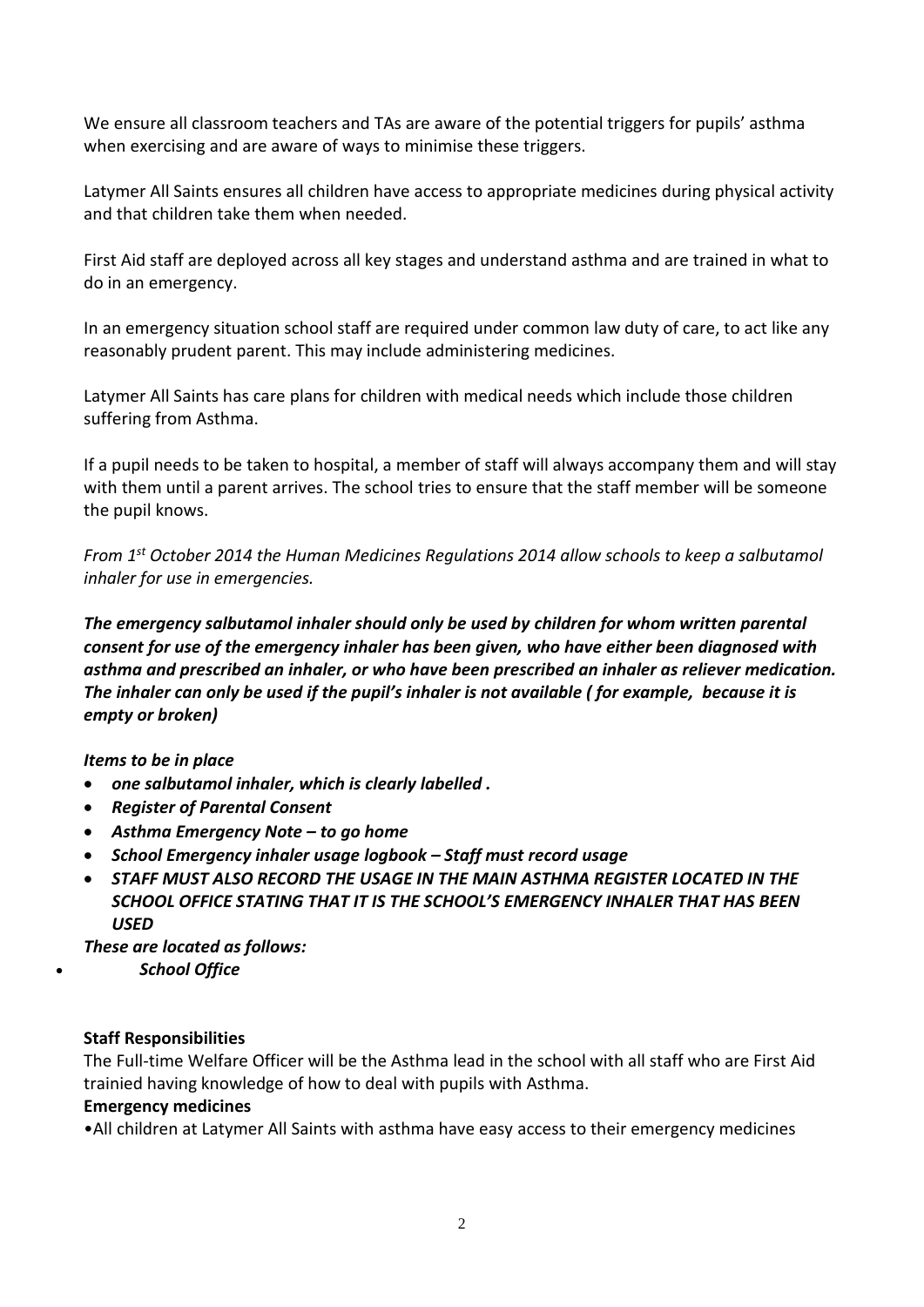We ensure all classroom teachers and TAs are aware of the potential triggers for pupils' asthma when exercising and are aware of ways to minimise these triggers.

Latymer All Saints ensures all children have access to appropriate medicines during physical activity and that children take them when needed.

First Aid staff are deployed across all key stages and understand asthma and are trained in what to do in an emergency.

In an emergency situation school staff are required under common law duty of care, to act like any reasonably prudent parent. This may include administering medicines.

Latymer All Saints has care plans for children with medical needs which include those children suffering from Asthma.

If a pupil needs to be taken to hospital, a member of staff will always accompany them and will stay with them until a parent arrives. The school tries to ensure that the staff member will be someone the pupil knows.

*From 1st October 2014 the Human Medicines Regulations 2014 allow schools to keep a salbutamol inhaler for use in emergencies.*

***The emergency salbutamol inhaler should only be used by children for whom written parental consent for use of the emergency inhaler has been given, who have either been diagnosed with asthma and prescribed an inhaler, or who have been prescribed an inhaler as reliever medication. The inhaler can only be used if the pupil's inhaler is not available ( for example, because it is empty or broken)***

***Items to be in place***

- ***one salbutamol inhaler, which is clearly labelled .***
- ***Register of Parental Consent***
- ***Asthma Emergency Note – to go home***
- ***School Emergency inhaler usage logbook – Staff must record usage***
- ***STAFF MUST ALSO RECORD THE USAGE IN THE MAIN ASTHMA REGISTER LOCATED IN THE SCHOOL OFFICE STATING THAT IT IS THE SCHOOL'S EMERGENCY INHALER THAT HAS BEEN USED***

***These are located as follows:***

- ***School Office***

**Staff Responsibilities**

The Full-time Welfare Officer will be the Asthma lead in the school with all staff who are First Aid trainied having knowledge of how to deal with pupils with Asthma.

**Emergency medicines**

•All children at Latymer All Saints with asthma have easy access to their emergency medicines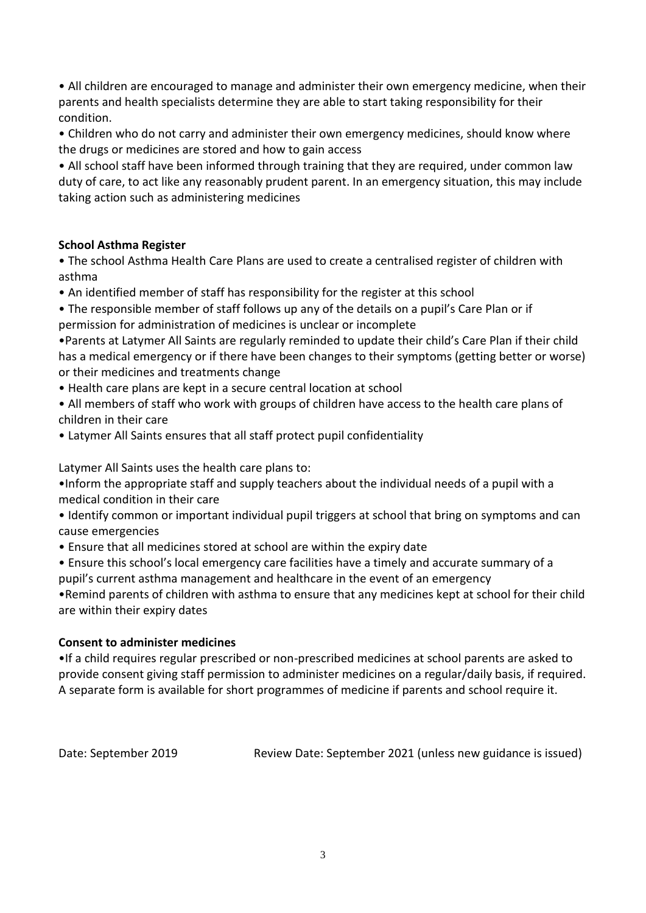- All children are encouraged to manage and administer their own emergency medicine, when their parents and health specialists determine they are able to start taking responsibility for their condition.
- Children who do not carry and administer their own emergency medicines, should know where the drugs or medicines are stored and how to gain access
- All school staff have been informed through training that they are required, under common law duty of care, to act like any reasonably prudent parent. In an emergency situation, this may include taking action such as administering medicines

**School Asthma Register**

- The school Asthma Health Care Plans are used to create a centralised register of children with asthma
- An identified member of staff has responsibility for the register at this school
- The responsible member of staff follows up any of the details on a pupil's Care Plan or if permission for administration of medicines is unclear or incomplete
- Parents at Latymer All Saints are regularly reminded to update their child's Care Plan if their child has a medical emergency or if there have been changes to their symptoms (getting better or worse) or their medicines and treatments change
- Health care plans are kept in a secure central location at school
- All members of staff who work with groups of children have access to the health care plans of children in their care
- Latymer All Saints ensures that all staff protect pupil confidentiality

Latymer All Saints uses the health care plans to:

- Inform the appropriate staff and supply teachers about the individual needs of a pupil with a medical condition in their care
- Identify common or important individual pupil triggers at school that bring on symptoms and can cause emergencies
- Ensure that all medicines stored at school are within the expiry date
- Ensure this school's local emergency care facilities have a timely and accurate summary of a pupil's current asthma management and healthcare in the event of an emergency
- Remind parents of children with asthma to ensure that any medicines kept at school for their child are within their expiry dates

**Consent to administer medicines**

- If a child requires regular prescribed or non-prescribed medicines at school parents are asked to provide consent giving staff permission to administer medicines on a regular/daily basis, if required. A separate form is available for short programmes of medicine if parents and school require it.

Date: September 2019 Review Date: September 2021 (unless new guidance is issued)